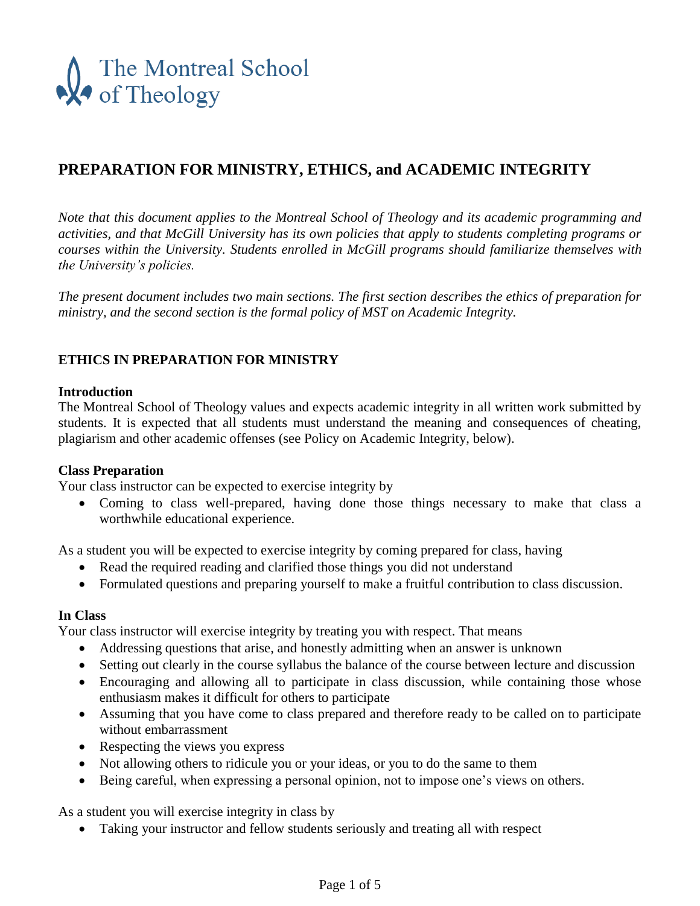The Montreal School of Theology

# PREPARATION FOR MINISTRY, ETHICS, and ACADEMIC INTEGRITY

*Note that this document applies to the Montreal School of Theology and its academic programming and activities, and that McGill University has its own policies that apply to students completing programs or courses within the University. Students enrolled in McGill programs should familiarize themselves with the University's policies.*

*The present document includes two main sections. The first section describes the ethics of preparation for ministry, and the second section is the formal policy of MST on Academic Integrity.*

## ETHICS IN PREPARATION FOR MINISTRY

### Introduction

The Montreal School of Theology values and expects academic integrity in all written work submitted by students. It is expected that all students must understand the meaning and consequences of cheating, plagiarism and other academic offenses (see Policy on Academic Integrity, below).

### Class Preparation

Your class instructor can be expected to exercise integrity by

- Coming to class well-prepared, having done those things necessary to make that class a worthwhile educational experience.

As a student you will be expected to exercise integrity by coming prepared for class, having

- Read the required reading and clarified those things you did not understand
- Formulated questions and preparing yourself to make a fruitful contribution to class discussion.

### In Class

Your class instructor will exercise integrity by treating you with respect. That means

- Addressing questions that arise, and honestly admitting when an answer is unknown
- Setting out clearly in the course syllabus the balance of the course between lecture and discussion
- Encouraging and allowing all to participate in class discussion, while containing those whose enthusiasm makes it difficult for others to participate
- Assuming that you have come to class prepared and therefore ready to be called on to participate without embarrassment
- Respecting the views you express
- Not allowing others to ridicule you or your ideas, or you to do the same to them
- Being careful, when expressing a personal opinion, not to impose one's views on others.

As a student you will exercise integrity in class by

- Taking your instructor and fellow students seriously and treating all with respect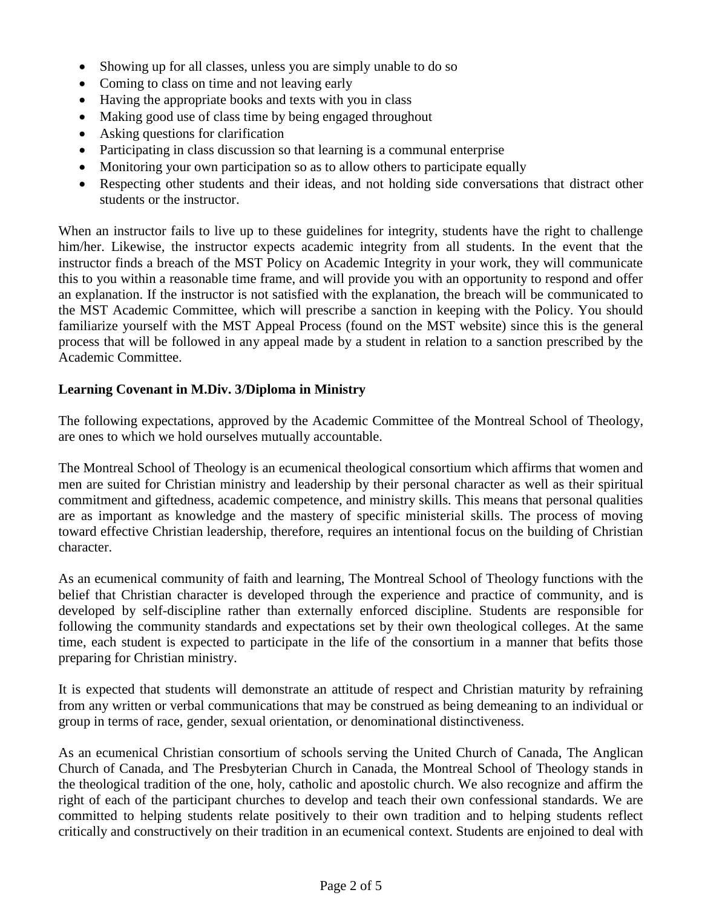- Showing up for all classes, unless you are simply unable to do so
- Coming to class on time and not leaving early
- Having the appropriate books and texts with you in class
- Making good use of class time by being engaged throughout
- Asking questions for clarification
- Participating in class discussion so that learning is a communal enterprise
- Monitoring your own participation so as to allow others to participate equally
- Respecting other students and their ideas, and not holding side conversations that distract other students or the instructor.

When an instructor fails to live up to these guidelines for integrity, students have the right to challenge him/her. Likewise, the instructor expects academic integrity from all students. In the event that the instructor finds a breach of the MST Policy on Academic Integrity in your work, they will communicate this to you within a reasonable time frame, and will provide you with an opportunity to respond and offer an explanation. If the instructor is not satisfied with the explanation, the breach will be communicated to the MST Academic Committee, which will prescribe a sanction in keeping with the Policy. You should familiarize yourself with the MST Appeal Process (found on the MST website) since this is the general process that will be followed in any appeal made by a student in relation to a sanction prescribed by the Academic Committee.

**Learning Covenant in M.Div. 3/Diploma in Ministry**

The following expectations, approved by the Academic Committee of the Montreal School of Theology, are ones to which we hold ourselves mutually accountable.

The Montreal School of Theology is an ecumenical theological consortium which affirms that women and men are suited for Christian ministry and leadership by their personal character as well as their spiritual commitment and giftedness, academic competence, and ministry skills. This means that personal qualities are as important as knowledge and the mastery of specific ministerial skills. The process of moving toward effective Christian leadership, therefore, requires an intentional focus on the building of Christian character.

As an ecumenical community of faith and learning, The Montreal School of Theology functions with the belief that Christian character is developed through the experience and practice of community, and is developed by self-discipline rather than externally enforced discipline. Students are responsible for following the community standards and expectations set by their own theological colleges. At the same time, each student is expected to participate in the life of the consortium in a manner that befits those preparing for Christian ministry.

It is expected that students will demonstrate an attitude of respect and Christian maturity by refraining from any written or verbal communications that may be construed as being demeaning to an individual or group in terms of race, gender, sexual orientation, or denominational distinctiveness.

As an ecumenical Christian consortium of schools serving the United Church of Canada, The Anglican Church of Canada, and The Presbyterian Church in Canada, the Montreal School of Theology stands in the theological tradition of the one, holy, catholic and apostolic church. We also recognize and affirm the right of each of the participant churches to develop and teach their own confessional standards. We are committed to helping students relate positively to their own tradition and to helping students reflect critically and constructively on their tradition in an ecumenical context. Students are enjoined to deal with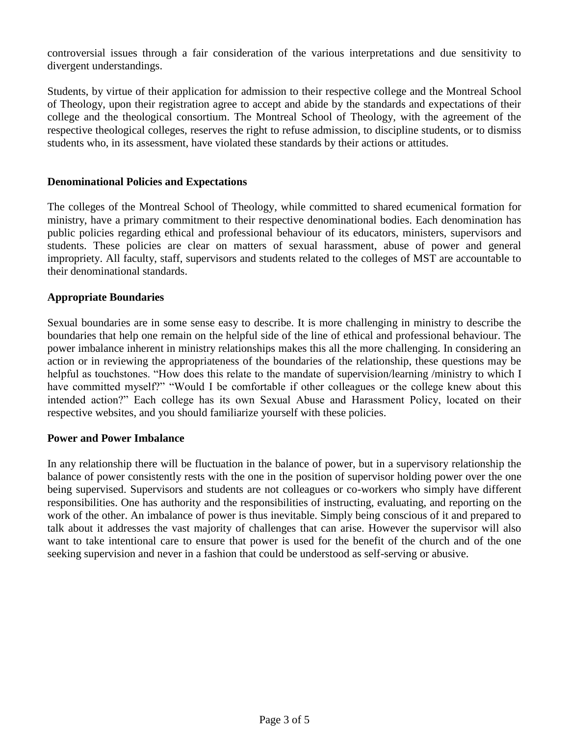controversial issues through a fair consideration of the various interpretations and due sensitivity to divergent understandings.

Students, by virtue of their application for admission to their respective college and the Montreal School of Theology, upon their registration agree to accept and abide by the standards and expectations of their college and the theological consortium. The Montreal School of Theology, with the agreement of the respective theological colleges, reserves the right to refuse admission, to discipline students, or to dismiss students who, in its assessment, have violated these standards by their actions or attitudes.

**Denominational Policies and Expectations**

The colleges of the Montreal School of Theology, while committed to shared ecumenical formation for ministry, have a primary commitment to their respective denominational bodies. Each denomination has public policies regarding ethical and professional behaviour of its educators, ministers, supervisors and students. These policies are clear on matters of sexual harassment, abuse of power and general impropriety. All faculty, staff, supervisors and students related to the colleges of MST are accountable to their denominational standards.

**Appropriate Boundaries**

Sexual boundaries are in some sense easy to describe. It is more challenging in ministry to describe the boundaries that help one remain on the helpful side of the line of ethical and professional behaviour. The power imbalance inherent in ministry relationships makes this all the more challenging. In considering an action or in reviewing the appropriateness of the boundaries of the relationship, these questions may be helpful as touchstones. "How does this relate to the mandate of supervision/learning /ministry to which I have committed myself?" "Would I be comfortable if other colleagues or the college knew about this intended action?" Each college has its own Sexual Abuse and Harassment Policy, located on their respective websites, and you should familiarize yourself with these policies.

**Power and Power Imbalance**

In any relationship there will be fluctuation in the balance of power, but in a supervisory relationship the balance of power consistently rests with the one in the position of supervisor holding power over the one being supervised. Supervisors and students are not colleagues or co-workers who simply have different responsibilities. One has authority and the responsibilities of instructing, evaluating, and reporting on the work of the other. An imbalance of power is thus inevitable. Simply being conscious of it and prepared to talk about it addresses the vast majority of challenges that can arise. However the supervisor will also want to take intentional care to ensure that power is used for the benefit of the church and of the one seeking supervision and never in a fashion that could be understood as self-serving or abusive.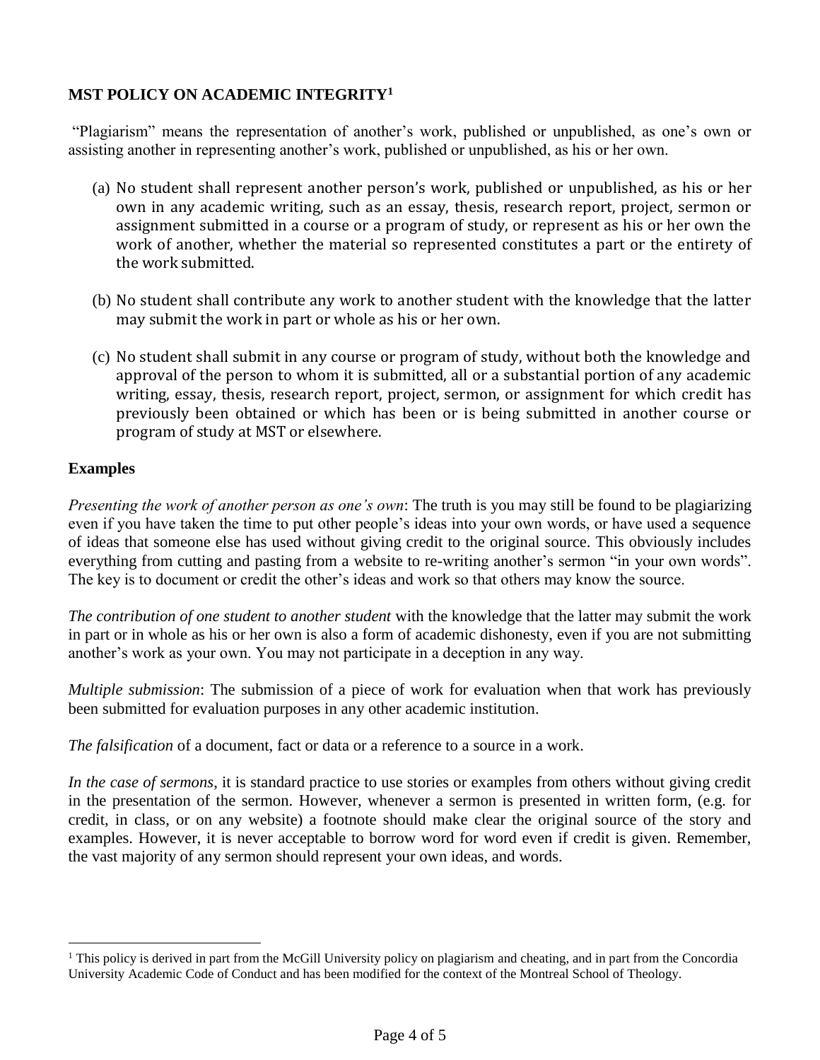## MST POLICY ON ACADEMIC INTEGRITY[1]

"Plagiarism" means the representation of another's work, published or unpublished, as one's own or assisting another in representing another's work, published or unpublished, as his or her own.

(a) No student shall represent another person's work, published or unpublished, as his or her own in any academic writing, such as an essay, thesis, research report, project, sermon or assignment submitted in a course or a program of study, or represent as his or her own the work of another, whether the material so represented constitutes a part or the entirety of the work submitted.

(b) No student shall contribute any work to another student with the knowledge that the latter may submit the work in part or whole as his or her own.

(c) No student shall submit in any course or program of study, without both the knowledge and approval of the person to whom it is submitted, all or a substantial portion of any academic writing, essay, thesis, research report, project, sermon, or assignment for which credit has previously been obtained or which has been or is being submitted in another course or program of study at MST or elsewhere.

### Examples

*Presenting the work of another person as one's own*: The truth is you may still be found to be plagiarizing even if you have taken the time to put other people's ideas into your own words, or have used a sequence of ideas that someone else has used without giving credit to the original source. This obviously includes everything from cutting and pasting from a website to re-writing another's sermon "in your own words". The key is to document or credit the other's ideas and work so that others may know the source.

*The contribution of one student to another student* with the knowledge that the latter may submit the work in part or in whole as his or her own is also a form of academic dishonesty, even if you are not submitting another's work as your own. You may not participate in a deception in any way.

*Multiple submission*: The submission of a piece of work for evaluation when that work has previously been submitted for evaluation purposes in any other academic institution.

*The falsification* of a document, fact or data or a reference to a source in a work.

*In the case of sermons*, it is standard practice to use stories or examples from others without giving credit in the presentation of the sermon. However, whenever a sermon is presented in written form, (e.g. for credit, in class, or on any website) a footnote should make clear the original source of the story and examples. However, it is never acceptable to borrow word for word even if credit is given. Remember, the vast majority of any sermon should represent your own ideas, and words.

---

[1] This policy is derived in part from the McGill University policy on plagiarism and cheating, and in part from the Concordia University Academic Code of Conduct and has been modified for the context of the Montreal School of Theology.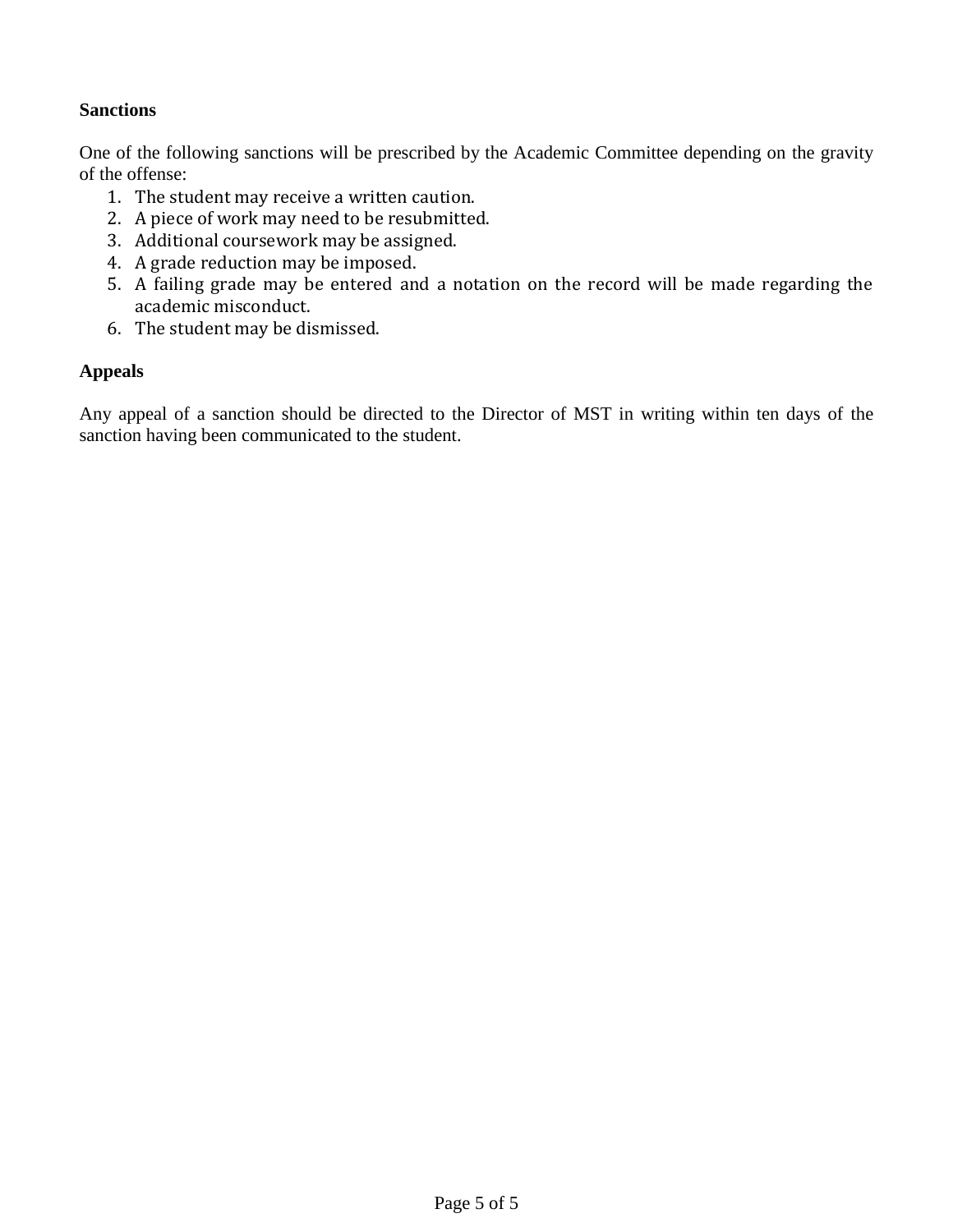**Sanctions**

One of the following sanctions will be prescribed by the Academic Committee depending on the gravity of the offense:

1. The student may receive a written caution.
2. A piece of work may need to be resubmitted.
3. Additional coursework may be assigned.
4. A grade reduction may be imposed.
5. A failing grade may be entered and a notation on the record will be made regarding the academic misconduct.
6. The student may be dismissed.

**Appeals**

Any appeal of a sanction should be directed to the Director of MST in writing within ten days of the sanction having been communicated to the student.